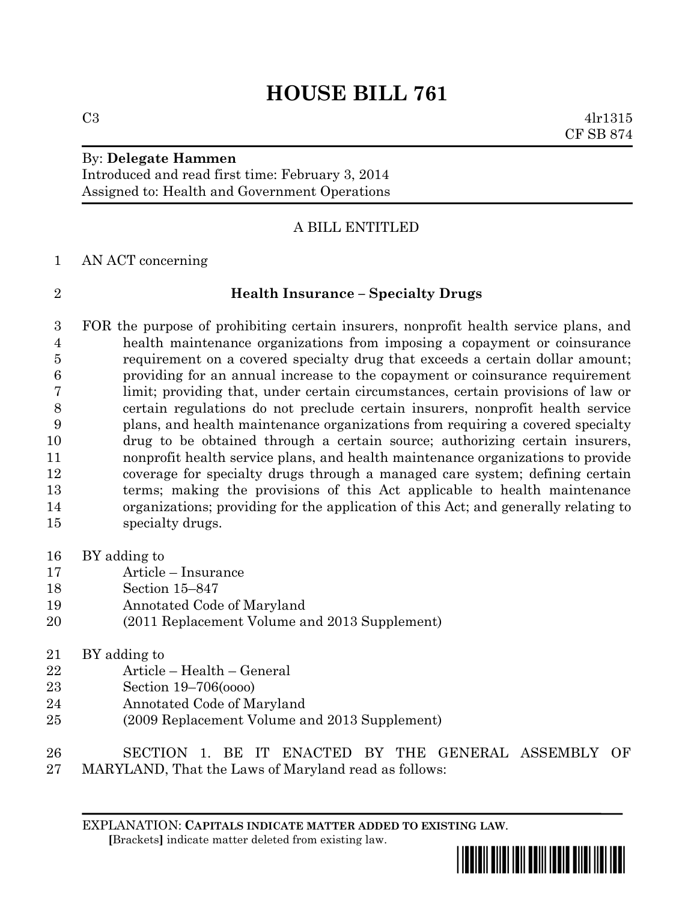# HOUSE BILL 761

C3 4lr1315
CF SB 874

By: **Delegate Hammen**
Introduced and read first time: February 3, 2014
Assigned to: Health and Government Operations

A BILL ENTITLED

AN ACT concerning

**Health Insurance – Specialty Drugs**

FOR the purpose of prohibiting certain insurers, nonprofit health service plans, and health maintenance organizations from imposing a copayment or coinsurance requirement on a covered specialty drug that exceeds a certain dollar amount; providing for an annual increase to the copayment or coinsurance requirement limit; providing that, under certain circumstances, certain provisions of law or certain regulations do not preclude certain insurers, nonprofit health service plans, and health maintenance organizations from requiring a covered specialty drug to be obtained through a certain source; authorizing certain insurers, nonprofit health service plans, and health maintenance organizations to provide coverage for specialty drugs through a managed care system; defining certain terms; making the provisions of this Act applicable to health maintenance organizations; providing for the application of this Act; and generally relating to specialty drugs.

BY adding to
Article – Insurance
Section 15–847
Annotated Code of Maryland
(2011 Replacement Volume and 2013 Supplement)

BY adding to
Article – Health – General
Section 19–706(oooo)
Annotated Code of Maryland
(2009 Replacement Volume and 2013 Supplement)

SECTION 1. BE IT ENACTED BY THE GENERAL ASSEMBLY OF MARYLAND, That the Laws of Maryland read as follows:

EXPLANATION: **CAPITALS INDICATE MATTER ADDED TO EXISTING LAW.**
[Brackets] indicate matter deleted from existing law.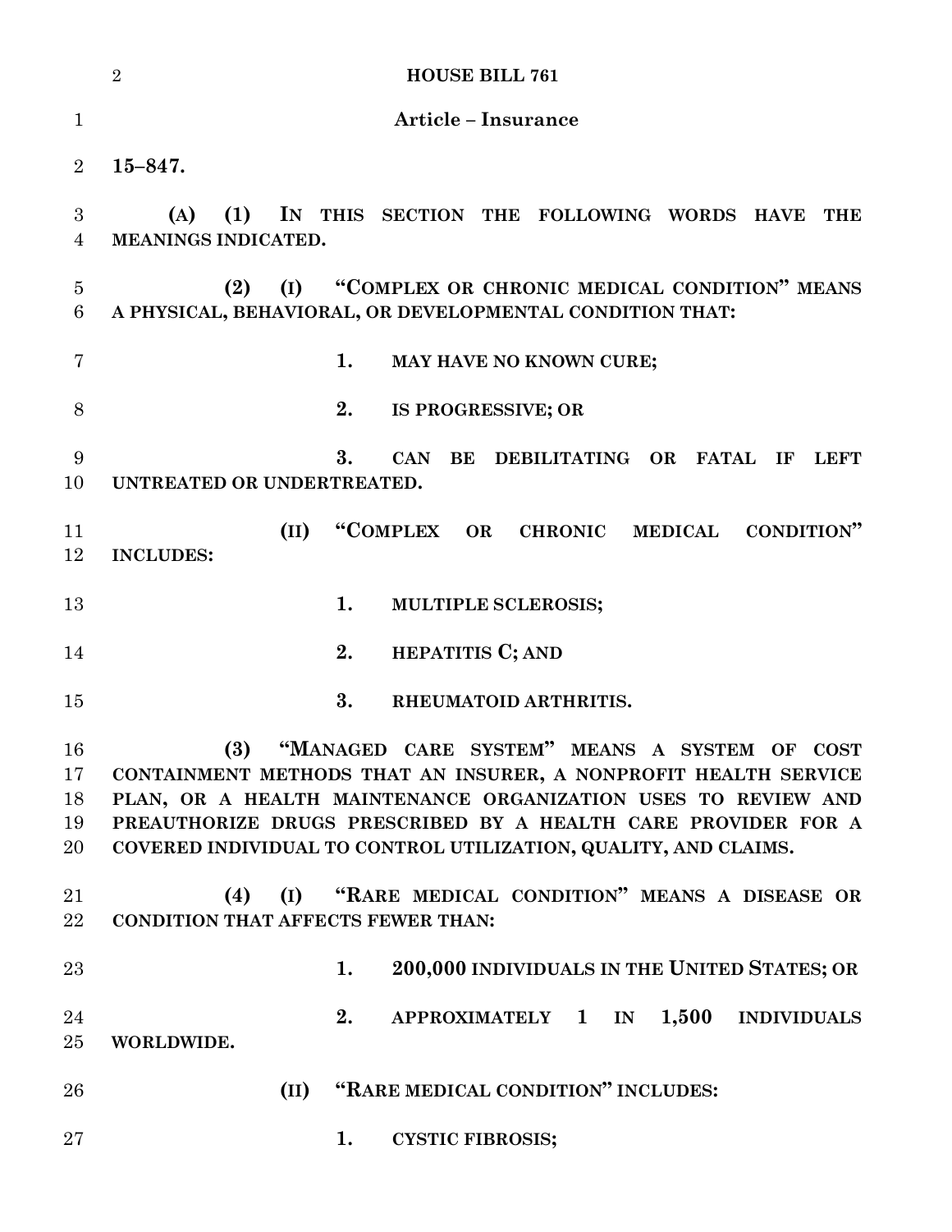## Article – Insurance

**15–847.**

**(A) (1) IN THIS SECTION THE FOLLOWING WORDS HAVE THE MEANINGS INDICATED.**

**(2) (I) "COMPLEX OR CHRONIC MEDICAL CONDITION" MEANS A PHYSICAL, BEHAVIORAL, OR DEVELOPMENTAL CONDITION THAT:**

**1. MAY HAVE NO KNOWN CURE;**

**2. IS PROGRESSIVE; OR**

**3. CAN BE DEBILITATING OR FATAL IF LEFT UNTREATED OR UNDERTREATED.**

**(II) "COMPLEX OR CHRONIC MEDICAL CONDITION" INCLUDES:**

**1. MULTIPLE SCLEROSIS;**

**2. HEPATITIS C; AND**

**3. RHEUMATOID ARTHRITIS.**

**(3) "MANAGED CARE SYSTEM" MEANS A SYSTEM OF COST CONTAINMENT METHODS THAT AN INSURER, A NONPROFIT HEALTH SERVICE PLAN, OR A HEALTH MAINTENANCE ORGANIZATION USES TO REVIEW AND PREAUTHORIZE DRUGS PRESCRIBED BY A HEALTH CARE PROVIDER FOR A COVERED INDIVIDUAL TO CONTROL UTILIZATION, QUALITY, AND CLAIMS.**

**(4) (I) "RARE MEDICAL CONDITION" MEANS A DISEASE OR CONDITION THAT AFFECTS FEWER THAN:**

**1. 200,000 INDIVIDUALS IN THE UNITED STATES; OR**

**2. APPROXIMATELY 1 IN 1,500 INDIVIDUALS WORLDWIDE.**

**(II) "RARE MEDICAL CONDITION" INCLUDES:**

**1. CYSTIC FIBROSIS;**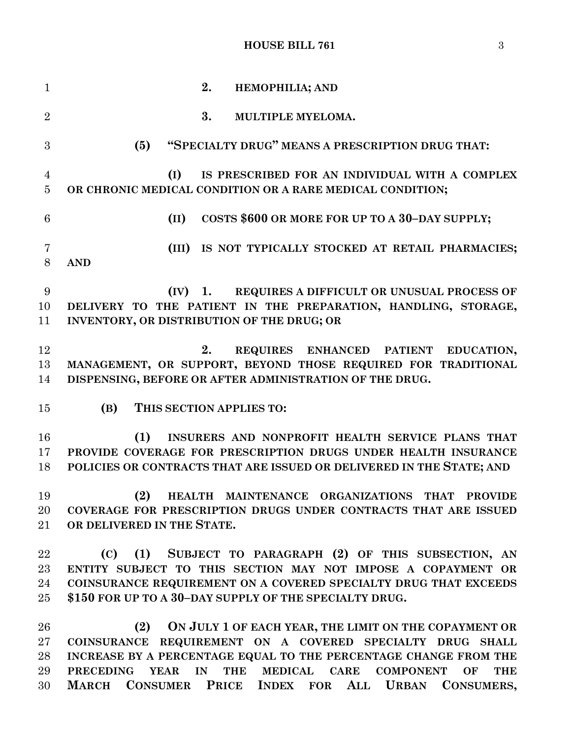**2. HEMOPHILIA; AND**

**3. MULTIPLE MYELOMA.**

**(5) "SPECIALTY DRUG" MEANS A PRESCRIPTION DRUG THAT:**

**(I) IS PRESCRIBED FOR AN INDIVIDUAL WITH A COMPLEX OR CHRONIC MEDICAL CONDITION OR A RARE MEDICAL CONDITION;**

**(II) COSTS $600 OR MORE FOR UP TO A 30–DAY SUPPLY;**

**(III) IS NOT TYPICALLY STOCKED AT RETAIL PHARMACIES; AND**

**(IV) 1. REQUIRES A DIFFICULT OR UNUSUAL PROCESS OF DELIVERY TO THE PATIENT IN THE PREPARATION, HANDLING, STORAGE, INVENTORY, OR DISTRIBUTION OF THE DRUG; OR**

**2. REQUIRES ENHANCED PATIENT EDUCATION, MANAGEMENT, OR SUPPORT, BEYOND THOSE REQUIRED FOR TRADITIONAL DISPENSING, BEFORE OR AFTER ADMINISTRATION OF THE DRUG.**

**(B) THIS SECTION APPLIES TO:**

**(1) INSURERS AND NONPROFIT HEALTH SERVICE PLANS THAT PROVIDE COVERAGE FOR PRESCRIPTION DRUGS UNDER HEALTH INSURANCE POLICIES OR CONTRACTS THAT ARE ISSUED OR DELIVERED IN THE STATE; AND**

**(2) HEALTH MAINTENANCE ORGANIZATIONS THAT PROVIDE COVERAGE FOR PRESCRIPTION DRUGS UNDER CONTRACTS THAT ARE ISSUED OR DELIVERED IN THE STATE.**

**(C) (1) SUBJECT TO PARAGRAPH (2) OF THIS SUBSECTION, AN ENTITY SUBJECT TO THIS SECTION MAY NOT IMPOSE A COPAYMENT OR COINSURANCE REQUIREMENT ON A COVERED SPECIALTY DRUG THAT EXCEEDS $150 FOR UP TO A 30–DAY SUPPLY OF THE SPECIALTY DRUG.**

**(2) ON JULY 1 OF EACH YEAR, THE LIMIT ON THE COPAYMENT OR COINSURANCE REQUIREMENT ON A COVERED SPECIALTY DRUG SHALL INCREASE BY A PERCENTAGE EQUAL TO THE PERCENTAGE CHANGE FROM THE PRECEDING YEAR IN THE MEDICAL CARE COMPONENT OF THE MARCH CONSUMER PRICE INDEX FOR ALL URBAN CONSUMERS,**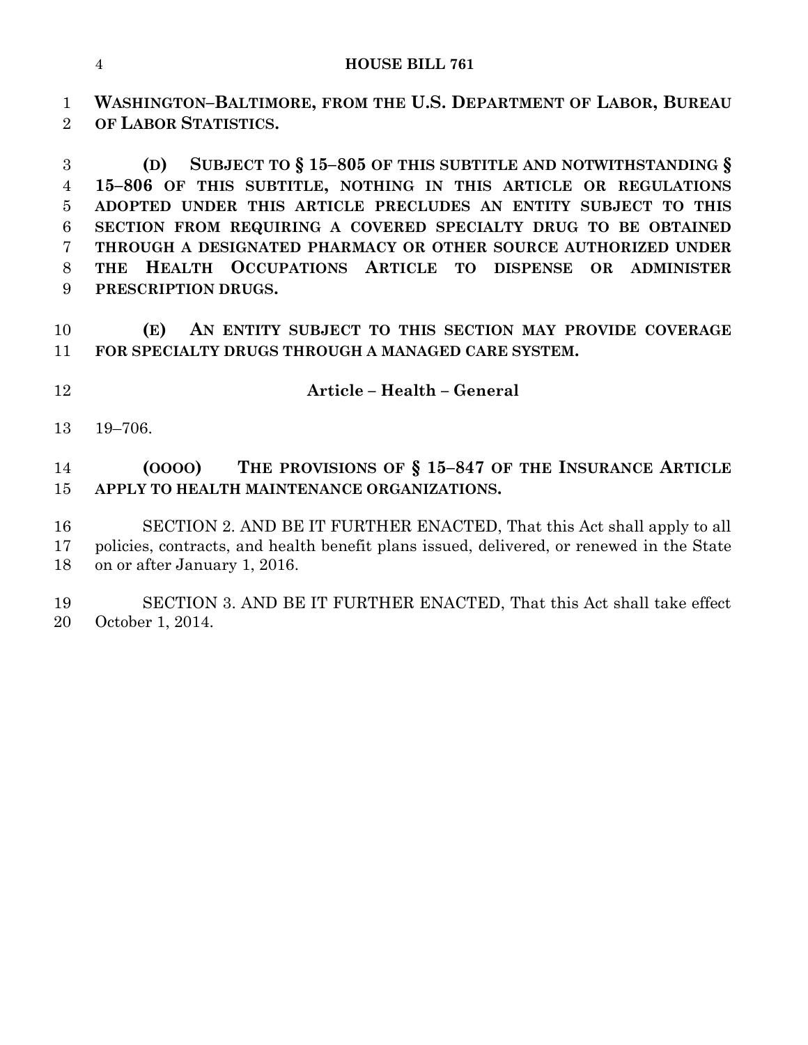**WASHINGTON–BALTIMORE, FROM THE U.S. DEPARTMENT OF LABOR, BUREAU OF LABOR STATISTICS.**

**(D) SUBJECT TO § 15–805 OF THIS SUBTITLE AND NOTWITHSTANDING § 15–806 OF THIS SUBTITLE, NOTHING IN THIS ARTICLE OR REGULATIONS ADOPTED UNDER THIS ARTICLE PRECLUDES AN ENTITY SUBJECT TO THIS SECTION FROM REQUIRING A COVERED SPECIALTY DRUG TO BE OBTAINED THROUGH A DESIGNATED PHARMACY OR OTHER SOURCE AUTHORIZED UNDER THE HEALTH OCCUPATIONS ARTICLE TO DISPENSE OR ADMINISTER PRESCRIPTION DRUGS.**

**(E) AN ENTITY SUBJECT TO THIS SECTION MAY PROVIDE COVERAGE FOR SPECIALTY DRUGS THROUGH A MANAGED CARE SYSTEM.**

**Article – Health – General**

19–706.

**(OOOO) THE PROVISIONS OF § 15–847 OF THE INSURANCE ARTICLE APPLY TO HEALTH MAINTENANCE ORGANIZATIONS.**

SECTION 2. AND BE IT FURTHER ENACTED, That this Act shall apply to all policies, contracts, and health benefit plans issued, delivered, or renewed in the State on or after January 1, 2016.

SECTION 3. AND BE IT FURTHER ENACTED, That this Act shall take effect October 1, 2014.